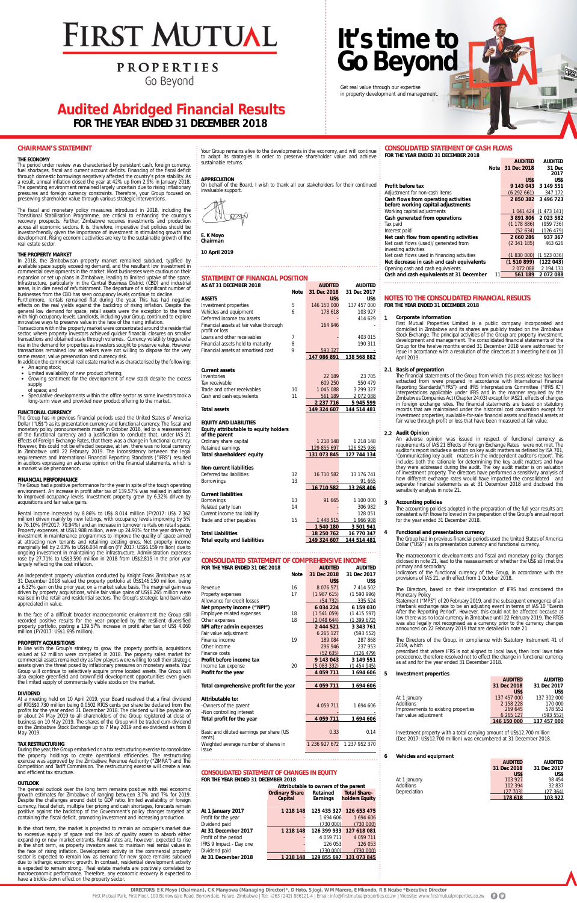# FIRST MUTUAL PROPERTIES

Go Beyond

# It's time to Go Beyond

Get real value through our expertise in property development and management.

# Audited Abridged Financial Results

## FOR THE YEAR ENDED 31 DECEMBER 2018

## CHAIRMAN'S STATEMENT

### THE ECONOMY

The period under review was characterised by persistent cash, foreign currency, fuel shortages, fiscal and current account deficits. Financing of the fiscal deficit through domestic borrowings negatively affected the country's price stability. As a result, annual inflation closed the year at 42% up from 2.9% in January 2018. The operating environment remained largely uncertain due to rising inflationary pressures and foreign currency constraints. Therefore, your Group focused on preserving shareholder value through various strategic interventions.

The fiscal and monetary policy measures introduced in 2018, including the Transitional Stabilisation Programme, are critical to enhancing the country's recovery prospects. Further, Zimbabwe requires investments and production across all economic sectors. It is, therefore, imperative that policies should be investor-friendly given the importance of investment in stimulating growth and development. Rising economic activities are key to the sustainable growth of the real estate sector.

### THE PROPERTY MARKET

In 2018, the Zimbabwean property market remained subdued, typified by available space supply exceeding demand, and the resultant low investment in commercial developments in the market. Most businesses were cautious on their expansion or set up plans in Zimbabwe, leading to limited uptake of the space. Infrastructure, particularly in the Central Business District (CBD) and industrial areas, is in dire need of refurbishment. The departure of a significant number of businesses from the CBD has seen occupancy levels continue to decline.

Furthermore, rentals remained flat during the year. This has had negative effects on the real yields against the backdrop of rising inflation. Despite the general low demand for space, retail assets were the exception to the trend with high occupancy levels. Landlords, including your Group, continued to explore innovative ways to preserve value in the face of the rising inflation.

Transactions within the property market were concentrated around the residential sector, where property investors achieved quicker financial closures on smaller transactions and obtained scale through volumes. Currency volatility triggered a rise in the demand for properties as investors sought to preserve value. However transactions remained low as sellers were not willing to dispose for the very same reason; value preservation and currency risk.

In addition the commercial real estate market was characterised by the following:

- An aging stock;
- Limited availability of new product offering;
- Growing sentiment for the development of new stock despite the excess supply of space; and
- Speculative developments within the office sector as some investors took a long-term view and provided new product offering to the market.

### FUNCTIONAL CURRENCY

The Group has in previous financial periods used the United States of America Dollar ("US$") as its presentation currency and functional currency. The fiscal and monetary policy pronouncements made in October 2018, led to a reassessment of the functional currency and a justification to conclude that, under IAS 21 Effects of Foreign Exchange Rates, that there was a change in functional currency. However, this could not be effected because, at law, there was no local currency in Zimbabwe until 22 February 2019. The inconsistency between the legal requirements and International Financial Reporting Standards ("IFRS") resulted in auditors expressing an adverse opinion on the financial statements, which is a market wide phenomenon.

### FINANCIAL PERFORMANCE

The Group had a positive performance for the year in spite of the tough operating environment. An increase in profit after tax of 139.57% was realised in addition to improved occupancy levels. Investment property grew by 6.32% driven by acquisitions and fair value gains.

Rental income increased by 8.86% to US$ 8.014 million (FY2017: US$ 7.362 million) driven mainly by new lettings, with occupancy levels improving by 5% to 76.10% (FY2017: 70.94%) and an increase in turnover rentals on retail space. Property expenses, at US$1.988 million, were up 24.93% for the year driven by investment in maintenance programmes to improve the quality of space aimed at attracting new tenants and retaining existing ones. Net property income marginally fell by 2.03% to US$6.034 million (FY 2017: US$6.159 million) due to ongoing investment in maintaining the infrastructure. Administration expenses rose by 27.71% to US$3.590 million in 2018 from US$2.815 in the prior year largely reflecting the cost inflation.

An independent property valuation conducted by Knight Frank Zimbabwe as at 31 December 2018 valued the property portfolio at US$146.150 million, being a 6.32% gain on the prior year, on a market value basis. The marginal gain was driven by property acquisitions, while fair value gains of US$6.265 million were realised in the retail and residential sectors. The Group's strategic land bank also appreciated in value.

In the face of a difficult broader macroeconomic environment the Group still recorded positive results for the year propelled by the resilient diversified property portfolio, posting a 139.57% increase in profit after tax of US$ 4.060 million (FY2017: US$1.695 million).

### PROPERTY ACQUISITIONS

In line with the Group's strategy to grow the property portfolio, acquisitions valued at $2 million were completed in 2018. The property sales market for commercial assets remained dry as few players were willing to sell their strategic assets given the threat posed by inflationary pressures on monetary assets. Your Group will continue to selectively acquire prime located assets. The Group will also explore greenfield and brownfield development opportunities even given the limited supply of commercially viable stocks on the market.

### DIVIDEND

At a meeting held on 10 April 2019, your Board resolved that a final dividend of RTGS$0.730 million being 0.0502 RTGS cents per share be declared from the profits for the year ended 31 December 2018. The dividend will be payable on or about 24 May 2019 to all shareholders of the Group registered at close of business on 10 May 2019. The shares of the Group will be traded cum-dividend on the Zimbabwe Stock Exchange up to 7 May 2019 and ex-dividend as from 8 May 2019.

### TAX RESTRUCTURING

During the year, the Group embarked on a tax restructuring exercise to consolidate the property holdings to create operational efficiencies. The restructuring exercise was approved by the Zimbabwe Revenue Authority ("ZIMRA") and The Competition and Tariff Commission. The restructuring exercise will create a lean and efficient tax structure.

### OUTLOOK

The general outlook over the long term remains positive with real economic growth estimates for Zimbabwe of ranging between 3.7% and 7% for 2019. Despite the challenges around debt to GDP ratio, limited availability of foreign currency, fiscal deficit, multiple tier pricing and cash shortages, forecasts remain positive against the backdrop of the Government's policy changes targeted at containing the fiscal deficit, promoting investment and increasing production.

In the short term, the market is projected to remain an occupier's market due to excessive supply of space and the lack of quality assets to absorb either expanding or new market entrants. Rental rates are, however, expected to rise in the short term, as property investors seek to maintain real rental values in the face of rising inflation. Development activity in the commercial property sector is expected to remain low as demand for new space remains subdued due to lethargic economic growth. In contrast, residential development activity is expected to remain strong. Real estate markets are positively correlated to macroeconomic performance. Therefore, any economic recovery is expected to have a trickle-down effect on the property sector.

Your Group remains alive to the developments in the economy, and will continue to adapt its strategies in order to preserve shareholder value and achieve sustainable returns.

### APPRECIATION

On behalf of the Board, I wish to thank all our stakeholders for their continued invaluable support.

**E. K Moyo**
**Chairman**

**10 April 2019**

## STATEMENT OF FINANCIAL POSITION

**AS AT 31 DECEMBER 2018**

| | Note | AUDITED 31 Dec 2018 US$ | AUDITED 31 Dec 2017 US$ |
|---|---|---|---|
| **ASSETS** | | | |
| Investment properties | 5 | 146 150 000 | 137 457 000 |
| Vehicles and equipment | 6 | 178 618 | 103 927 |
| Deferred income tax assets | | - | 414 629 |
| Financial assets at fair value through profit or loss | | 164 946 | - |
| Loans and other receivables | 7 | - | 403 015 |
| Financial assets held to maturity | 8 | - | 190 311 |
| Financial assets at amortised cost | 9 | 593 327 | - |
| | | **147 086 891** | **138 568 882** |
| **Current assets** | | | |
| Inventories | | 22 189 | 23 705 |
| Tax receivable | | 609 250 | 550 479 |
| Trade and other receivables | 10 | 1 045 088 | 3 299 327 |
| Cash and cash equivalents | 11 | 561 189 | 2 072 088 |
| | | **2 237 716** | **5 945 599** |
| **Total assets** | | **149 324 607** | **144 514 481** |
| **EQUITY AND LIABILITIES** | | | |
| **Equity attributable to equity holders of the parent** | | | |
| Ordinary share capital | | 1 218 148 | 1 218 148 |
| Retained earnings | | 129 855 697 | 126 525 986 |
| **Total shareholders' equity** | | **131 073 845** | **127 744 134** |
| **Non-current liabilities** | | | |
| Deferred tax liabilities | 12 | 16 710 582 | 13 176 741 |
| Borrowings | 13 | - | 91 665 |
| | | **16 710 582** | **13 268 406** |
| **Current liabilities** | | | |
| Borrowings | 13 | 91 665 | 1 100 000 |
| Related party loan | 14 | - | 306 982 |
| Current income tax liability | | - | 128 051 |
| Trade and other payables | 15 | 1 448 515 | 1 966 908 |
| | | **1 540 180** | **3 501 941** |
| **Total Liabilities** | | **18 250 762** | **16 770 347** |
| **Total equity and liabilities** | | **149 324 607** | **144 514 481** |

## CONSOLIDATED STATEMENT OF COMPREHENSIVE INCOME

**FOR THE YEAR ENDED 31 DEC 2018**

| | Note | AUDITED 31 Dec 2018 US$ | AUDITED 31 Dec 2017 US$ |
|---|---|---|---|
| Revenue | 16 | 8 076 571 | 7 414 502 |
| Property expenses | 17 | (1 987 615) | (1 590 996) |
| Allowance for credit losses | | (54 732) | 335 524 |
| **Net property income ("NPI")** | | **6 034 224** | **6 159 030** |
| Employee related expenses | 18 | (1 541 059) | (1 415 597) |
| Other expenses | 18 | (2 048 644) | (1 399 672) |
| **NPI after admin expenses** | | **2 444 521** | **3 343 761** |
| Fair value adjustment | | 6 265 127 | (593 552) |
| Finance income | 19 | 189 084 | 287 868 |
| Other income | | 296 946 | 237 953 |
| Finance costs | | (52 635) | (126 479) |
| **Profit before income tax** | | **9 143 043** | **3 149 551** |
| Income tax expense | 20 | (5 083 332) | (1 454 945) |
| **Profit for the year** | | **4 059 711** | **1 694 606** |
| | | | |
| **Total comprehensive profit for the year** | | **4 059 711** | **1 694 606** |
| | | | |
| **Attributable to:** | | | |
| -Owners of the parent | | 4 059 711 | 1 694 606 |
| -Non controlling interest | | - | - |
| **Total profit for the year** | | **4 059 711** | **1 694 606** |
| | | | |
| Basic and diluted earnings per share (US cents) | | 0.33 | 0.14 |
| Weighted average number of shares in issue | | 1 236 927 672 | 1 237 952 370 |

## CONSOLIDATED STATEMENT OF CHANGES IN EQUITY

**FOR THE YEAR ENDED 31 DECEMBER 2018**

| | Attributable to owners of the parent | | |
|---|---|---|---|
| | Ordinary Share Capital | Retained Earnings | Total Share-holders Equity |
| **At 1 January 2017** | **1 218 148** | **125 435 327** | **126 653 475** |
| Profit for the year | | 1 694 606 | 1 694 606 |
| Dividend paid | | (730 000) | (730 000) |
| **At 31 December 2017** | **1 218 148** | **126 399 933** | **127 618 081** |
| Profit of the period | | 4 059 711 | 4 059 711 |
| IFRS 9 Impact - Day one | | 126 053 | 126 053 |
| Dividend paid | | (730 000) | (730 000) |
| **At 31 December 2018** | **1 218 148** | **129 855 697** | **131 073 845** |

## CONSOLIDATED STATEMENT OF CASH FLOWS

**FOR THE YEAR ENDED 31 DECEMBER 2018**

| | Note | AUDITED 31 Dec 2018 US$ | AUDITED 31 Dec 2017 US$ |
|---|---|---|---|
| **Profit before tax** | | **9 143 043** | **3 149 551** |
| Adjustment for non-cash items | | (6 292 661) | 347 172 |
| **Cash flows from operating activities before working capital adjustments** | | **2 850 382** | **3 496 723** |
| Working capital adjustments | | 1 041 424 | (1 473 141) |
| **Cash generated from operations** | | **3 891 806** | **2 023 582** |
| Tax paid | | (1 178 886) | (959 736) |
| Interest paid | | (52 634) | (126 479) |
| **Net cash flow from operating activities** | | **2 660 286** | **937 367** |
| Net cash flows (used)/ generated from investing activities | | (2 341 185) | 463 626 |
| Net cash flows used in financing activities | | (1 830 000) | (1 523 036) |
| **Net decrease in cash and cash equivalents** | | **(1 510 899)** | **(122 043)** |
| Opening cash and cash equivalents | | 2 072 088 | 2 194 131 |
| **Cash and cash equivalents at 31 December** | 11 | **561 189** | **2 072 088** |

## NOTES TO THE CONSOLIDATED FINANCIAL RESULTS

**FOR THE YEAR ENDED 31 DECEMBER 2018**

### 1 Corporate information

First Mutual Properties Limited is a public company incorporated and domiciled in Zimbabwe and its shares are publicly traded on the Zimbabwe Stock Exchange. The principal activities of the Group are property investment, development and management. The consolidated financial statements of the Group for the twelve months ended 31 December 2018 were authorised for issue in accordance with a resolution of the directors at a meeting held on 10 April 2019.

### 2.1 Basis of preparation

The financial statements of the Group from which this press release has been extracted from were prepared in accordance with International Financial Reporting Standards("IFRS") and IFRS Interpretations Committee ("IFRS IC") interpretations applicable under IFRS and in the manner required by the Zimbabwes Companies Act (Chapter 24:03) except for IAS21, effects of changes in foreign exchange rates. The financial statements are based on statutory records that are maintained under the historical cost convention except for investment properties, available-for-sale financial assets and financial assets at fair value through profit or loss that have been measured at fair value.

### 2.2 Audit Opinion

An adverse opinion was issued in respect of functional currency as requirements of IAS 21 Effects of Foreign Exchange Rates were not met. The auditor's report includes a section on key audit matters as defined by ISA 701, 'Communicating key audit matters in the independent auditor's report'. This includes both the rationale for determining the key audit matters and how they were addressed during the audit. The key audit matter is on valuation of investment property. The directors have performed a sensitivity analysis of how different exchange rates would have impacted the consolidated and separate financial statements as at 31 December 2018 and disclosed this sensitivity analysis in note 21.

### 3 Accounting policies

The accounting policies adopted in the preparation of the full year results are consistent with those followed in the preparation of the Group's annual report for the year ended 31 December 2018.

### 4 Functional and presentation currency

The Group had in previous financial periods used the United States of America Dollar ("US$") as its presentation currency and functional currency.

The macroeconomic developments and fiscal and monetary policy changes diclosed in note 21, lead to the reassessment of whether the US$ still met the primary and secondary indicators of the functional currency of the Group, in accordance with the provisions of IAS 21, with effect from 1 October 2018.

The Directors, based on their interpretation of IFRS had considered the Monetary Policy Statement ("MPS") of 20 February 2019, and the subsequent emergence of an interbank exchange rate to be an adjusting event in terms of IAS 10 "Events after the Reporting Period". However, this could not be affected because at law there was no local currency in Zimbabwe until 22 February 2019. The RTGS was also legally not recognised as a currency prior to the currency changes announced on 22 February 2019 that are detailed in note 21.

The Directors of the Group, in compliance with Statutory Instrument 41 of 2019, which prescribed that where IFRS is not aligned to local laws, then local laws take precedence, therefore resolved not to effect the change in functional currency as at and for the year ended 31 December 2018.

### 5 Investment properties

| | AUDITED 31 Dec 2018 US$ | AUDITED 31 Dec 2017 US$ |
|---|---|---|
| At 1 January | 137 457 000 | 137 302 000 |
| Additions | 2 158 228 | 170 000 |
| Improvements to existing properties | 269 645 | 578 552 |
| Fair value adjustment | 6 265 127 | (593 552) |
| | **146 150 000** | **137 457 000** |

Investment property with a total carrying amount of US$12.700 million (Dec 2017: US$12.700 million) was encumbered at 31 December 2018.

### 6 Vehicles and equipment

| | AUDITED 31 Dec 2018 US$ | AUDITED 31 Dec 2017 US$ |
|---|---|---|
| At 1 January | 103 927 | 98 454 |
| Additions | 102 394 | 32 837 |
| Depreciation | (27 703) | (27 364) |
| | **178 618** | **103 927** |

DIRECTORS: E K Moyo (Chairman), C K Manyowa (Managing Director*), D Hoto, S Jogi, W M Marere, E Mkondo, R B Ncube *Executive Director

First Mutual Park, First Floor, 100 Borrowdale Road, Borrowdale, Harare, Zimbabwe | Tel: +263 (242) 886121-4 | Email: info@firstmutualproperties.co.zw | Website: www.firstmutualproperties.co.zw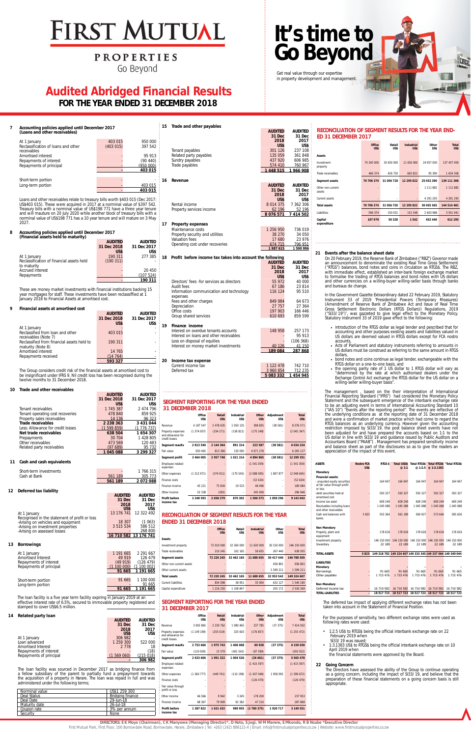# FIRST MUTUAL PROPERTIES

Go Beyond

# It's time to Go Beyond

Get real value through our expertise in property development and management.

# Audited Abridged Financial Results

## FOR THE YEAR ENDED 31 DECEMBER 2018

### 7 Accounting policies applied until December 2017 (Loans and other receivables)

| | | |
|---|---|---|
| At 1 January | 403 015 | 950 000 |
| Reclassification of loans and other receivables | (403 015) | 397 542 |
| Amortised interest | - | 95 913 |
| Repayments of interest | - | (90 440) |
| Repayments of principal | - | (950 000) |
| | - | 403 015 |
| Short-term portion | - | - |
| Long-term portion | - | 403 015 |
| | - | 403 015 |

Loans and other receivables relate to treasury bills worth $403 015 (Dec 2017: US$403 015). These were acquired in 2017 at a nominal value of $397 542. Treasury bills with a nominal value of US$198 771 have a three year tenure and will mature on 20 July 2020 while another block of treasury bills with a norminal value of US$198 771 has a 10 year tenure and will mature on 3 May 2027.

### 8 Accounting policies applied until December 2017 (Financial assets held to maturity)

| | AUDITED 31 Dec 2018 US$ | AUDITED 31 Dec 2017 US$ |
|---|---|---|
| At 1 January | 190 311 | 277 385 |
| Reclassification of financial assets held to maturity | (190 311) | - |
| Accrued interest | - | 20 450 |
| Repayments | - | (107 524) |
| | - | 190 311 |

These are money market investments with financial institutions backing 15 year mortgages for staff. These investments have been reclassified at 1 January 2018 to Financial Assets at amortised cost.

### 9 Financial assets at amortised cost

| | AUDITED 31 Dec 2018 US$ | AUDITED 31 Dec 2017 US$ |
|---|---|---|
| At 1 January | - | - |
| Reclassified from loan and other receivables (Note 7) | 403 015 | - |
| Reclassified from financial assets held to maturity (Note 8) | 190 311 | - |
| Amortised interest | 14 765 | - |
| Repayments received | (14 764) | - |
| | 593 327 | - |

The Group considers credit risk of the financial assets at amortised cost to be insignificant under IFRS 9. Nil credit loss has been recognised during the twelve months to 31 December 2018.

### 10 Trade and other receivables

| | AUDITED 31 Dec 2018 US$ | AUDITED 31 Dec 2017 US$ |
|---|---|---|
| Tenant receivables | 1 745 387 | 2 474 796 |
| Tenant operating cost recoveries | 478 840 | 859 925 |
| Property sales receivables | 14 136 | 96 323 |
| **Trade receivables** | **2 238 363** | **3 431 044** |
| Less: Allowance for credit losses | (1 599 859) | (1 776 737) |
| **Net trade receivables** | **638 504** | **1 654 307** |
| Prepayments | 30 704 | 1 428 805 |
| Other receivables | 473 569 | 120 483 |
| Related party receivables | (97 689) | 95 732 |
| | 1 045 088 | 3 299 327 |

### 11 Cash and cash equivalents

| | | |
|---|---|---|
| Short-term investments | - | 1 766 315 |
| Cash at Bank | 561 189 | 305 773 |
| | 561 189 | 2 072 088 |

### 12 Deferred tax liability

| | AUDITED 31 Dec 2018 US$ | AUDITED 31 Dec 2017 US$ |
|---|---|---|
| At 1 January | 13 176 741 | 12 322 492 |
| Recognised in the statement of profit or loss | | |
| -Arising on vehicles and equipment | 18 307 | (1 063) |
| -Arising on investment properties | 3 515 534 | 586 512 |
| -Arising on assessed losses | - | 268 800 |
| | 16 710 582 | 13 176 741 |

### 13 Borrowings

| | | |
|---|---|---|
| At 1 January | 1 191 665 | 2 291 667 |
| Amortised Interest | 49 919 | 126 479 |
| Repayments of interest | (49 919) | (126 479) |
| Repayments of principal | (1 100 000) | (1 100 002) |
| | 91 665 | 1 191 665 |
| Short-term portion | 91 665 | 1 100 000 |
| Long-term portion | - | 91 665 |
| | 91 665 | 1 191 665 |

The loan facility is a five year term facility expiring in January 2019 at an effective interest rate of 6.5%, secured to immovable property registered and stamped to cover US$6.5 million.

### 14 Related party loan

| | AUDITED 31 Dec 2018 US$ | AUDITED 31 Dec 2017 US$ |
|---|---|---|
| At 1 January | 306 982 | - |
| Loan advanced | 1 259 300 | 522 000 |
| Amortised Interest | 2 778 | 18 |
| Repayments of interest | - | (18) |
| Repayments of principal | (1 569 060) | (215 018) |
| | - | 306 982 |

The loan facility was sourced in December 2017 as bridging finance from a fellow subsidiary of the parent to partially fund a prepayment towards the acquisition of a property in Harare. The loan was repaid in full and was administered under the following terms;

| | |
|---|---|
| Norminal value | US$1 259 300 |
| Deal Status | Bridging finance |
| Deal Date | 29-Jun-18 |
| Maturity date | 26-Jul-18 |
| Coupon rate | 3% per annum |
| Security | None |

### 15 Trade and other payables

| | AUDITED 31 Dec 2018 US$ | AUDITED 31 Dec 2017 US$ |
|---|---|---|
| Tenant payables | 301 126 | 237 108 |
| Related party payables | 135 059 | 361 848 |
| Sundry payables | 437 920 | 606 985 |
| Trade payables | 574 410 | 760 967 |
| | 1 448 515 | 1 966 908 |

### 16 Revenue

| | AUDITED 31 Dec 2018 US$ | AUDITED 31 Dec 2017 US$ |
|---|---|---|
| Rental income | 8 014 375 | 7 362 306 |
| Property services income | 62 196 | 52 196 |
| | 8 076 571 | 7 414 502 |

### 17 Property expenses

| | | |
|---|---|---|
| Maintenance costs | 1 256 950 | 736 019 |
| Property security and utilities | 38 270 | 34 050 |
| Valuation fees | 17 680 | 23 976 |
| Operating cost under recoveries | 674 715 | 796 951 |
| | 1 987 615 | 1 590 996 |

### 18 Profit before income tax takes into account the following

| | AUDITED 31 Dec 2018 US$ | AUDITED 31 Dec 2017 US$ |
|---|---|---|
| Directors' fees -for services as directors | 55 972 | 40 000 |
| Audit fees | 67 186 | 23 814 |
| Information communication and technology expenses | 116 124 | 95 510 |
| Fees and other charges | 849 984 | 64 673 |
| Depreciation | 27 757 | 27 364 |
| Office costs | 197 903 | 166 446 |
| Group shared services | 610 693 | 859 599 |

### 19 Finance income

| | | |
|---|---|---|
| Interest on overdue tenants accounts | 148 958 | 257 173 |
| Interest on loans and other receivables | - | 95 913 |
| Loss on disposal of equities | - | (106 368) |
| Interest on money market investments | 40 126 | 41 150 |
| | 189 084 | 287 868 |

### 20 Income tax expense

| | | |
|---|---|---|
| Current income tax | 1 122 478 | 742 710 |
| Deferred tax | 3 960 854 | 712 235 |
| | 5 083 332 | 1 454 945 |

## SEGMENT REPORTING FOR THE YEAR ENDED 31 DECEMBER 2018

| | Office US$ | Retail US$ | Industrial US$ | Other US$ | Adjustment US$ | Total US$ |
|---|---|---|---|---|---|---|
| Revenue | 4 187 547 | 2 478 635 | 1 050 135 | 398 835 | (38 581) | 8 076 571 |
| Property expenses and allowance for credit losses | (1 374 007) | (334 271) | (158 821) | (175 248) | - | (2 042 347) |
| Segment results | 2 813 540 | 2 144 364 | 891 314 | 223 587 | (38 581) | 6 034 224 |
| Fair value | 650 465 | 813 384 | 130 000 | 4 671 278 | - | 6 265 127 |
| Segment profit | 3 464 005 | 2 957 748 | 1 021 314 | 4 894 865 | (38 581) | 12 299 351 |
| Employee related expenses | - | - | - | (1 541 059) | - | (1 541 059) |
| Other expenses | (1 312 971) | (374 911) | (170 545) | (2 088 095) | 1 897 877 | (2 048 645) |
| Finance costs | - | - | - | (52 634) | - | (52 634) |
| Finance income | 45 221 | 75 834 | 19 533 | 48 496 | - | 189 084 |
| Other income | 52 338 | (392) | - | 245 000 | - | 296 946 |
| Profit before income tax | 2 248 593 | 2 658 279 | 870 302 | 1 506 573 | 1 859 296 | 9 143 043 |

## RECONCILIATION OF SEGMENT RESULTS FOR THE YEAR ENDED 31 DECEMBER 2018

| | Office US$ | Retail US$ | Industrial US$ | Other US$ | Total US$ |
|---|---|---|---|---|---|
| **Assets** | | | | | |
| Investment property | 72 010 000 | 32 360 000 | 11 630 000 | 30 150 000 | 146 150 000 |
| Trade receivables | 210 245 | 102 165 | 58 655 | 267 440 | 638 505 |
| Segment assets | 72 220 245 | 32 462 165 | 11 688 655 | 30 417 440 | 146 788 505 |
| Other non-current assets | - | - | - | 936 891 | 936 891 |
| Other current assets | - | - | - | 1 599 211 | 1 599 211 |
| Total assets | 72 220 245 | 32 462 165 | 11 688 655 | 32 953 542 | 149 324 607 |
| Current liabilities | 834 098 | 38 951 | 35 004 | 632 127 | 1 540 180 |
| Capital expenditure | 1 216 250 | 1 108 847 | - | 205 172 | 2 530 269 |

## SEGMENT REPORTING FOR THE YEAR ENDED 31 DECEMBER 2017

| | Office US$ | Retail US$ | Industrial US$ | Other US$ | Adjustment US$ | Total US$ |
|---|---|---|---|---|---|---|
| Revenue | 3 902 865 | 2 230 762 | 1 080 465 | 237 785 | (37 375) | 7 414 502 |
| Property expenses and allowance for credit losses | (1 149 199) | (255 019) | 325 603 | (176 857) | - | (1 255 472) |
| Segment results | 2 753 666 | 1 975 743 | 1 406 068 | 60 928 | (37 375) | 6 159 030 |
| Fair value | (120 000) | 15 579 | (401 542) | (87 589) | - | (593 552) |
| Segment profit | 2 633 666 | 1 991 322 | 1 004 526 | (26 661) | (37 375) | 5 565 478 |
| Employee related expenses | - | - | - | (1 415 597) | - | (1 415 597) |
| Other expenses | (1 360 777) | (449 741) | (110 198) | (1 437 048) | 1 958 092 | (1 399 672) |
| Finance costs | - | - | - | (126 479) | - | (126 479) |
| Fair value through profit or loss | - | - | - | - | - | - |
| Other income | 46 566 | 9 942 | 3 245 | 178 200 | - | 237 953 |
| Finance income | 68 367 | 79 909 | 92 382 | 47 210 | - | 287 868 |
| Profit before income tax | 1 387 822 | 1 631 432 | 989 955 | (2 780 375) | 1 920 717 | 3 149 551 |

## RECONCILIATION OF SEGMENT RESULTS FOR THE YEAR ENDED 31 DECEMBER 2017

| | Office US$ | Retail US$ | Industrial US$ | Other US$ | Total US$ |
|---|---|---|---|---|---|
| **Assets** | | | | | |
| Investment property | 70 240 000 | 30 630 000 | 11 630 000 | 24 957 000 | 137 457 000 |
| Trade receivables | 466 374 | 426 720 | 665 822 | 95 390 | 1 654 306 |
| Segment assets | 70 706 374 | 31 056 720 | 12 295 822 | 25 052 390 | 139 111 306 |
| Other non-current assets | - | - | - | 1 111 882 | 1 111 882 |
| Current assets | - | - | - | 4 291 293 | 4 291 293 |
| Total assets | 70 706 374 | 31 056 720 | 12 295 822 | 30 455 565 | 144 514 481 |
| Liabilities | 596 374 | 150 031 | 151 548 | 2 603 988 | 3 501 941 |
| Capital expenditure | 107 979 | 50 328 | 1 542 | 452 446 | 612 295 |

### 21 Events after the balance sheet date

On 20 February 2019, the Reserve Bank of Zimbabwe ("RBZ") Govenor made an announcement to denominate the existing Real Time Gross Settlement ("RTGS") balances, bond notes and coins in circulation as RTGS$. The RBZ, with immediate effect, established an inter-bank foreign exchange market to formalise the trading of RTGS balances and bond notes with US dollars and other currencies on a willing-buyer willing-seller basis through banks and bureaus de change.

In the Government Gazette Extraordinary dated 22 February 2019, Statutory Instrument 33 of 2019 'Presidential Powers (Temporary Measures) (Amendment of Reserve Bank of Zimbabwe Act and Issue of Real Time Gross Settlement Electronic Dollars (RTGS Dollars)) Regulations, 2019 ("SI33/19")', was gazetted to give legal effect to the Monetary Policy. Statutory instrument 33 of 2019 gave effect to the following:

- introduction of the RTGS dollar as legal tender and prescribed that for accounting and other purposes existing assets and liabilities valued in US dollars are deemed valued in RTGS dollars except for FCA nostro accounts,
- Acts of Parliament and statutory instruments referring to amounts in US dollars must be construed as referring to the same amount in RTGS dollars,
- bond notes and coins continue as legal tender, exchangeable with the RTGS dollar on a one-to-one basis, and
- the opening parity rate of 1 US dollar to 1 RTGS dollar will vary as "determined by the rate at which authorised dealers under the Exchange Control Act exchange the RTGS dollar for the US dollar on a willing-seller willing-buyer basis".

The management , based on the their interpretation of International Financial Reporting Standard ("IFRS") had considered the Monetary Policy Statement and the subsequent emergence of the interbank exchange rate to be an adjusting event in terms of International Accounting Standard 10 ("IAS 10") "Events after the reporting period". The events are reflective of the underlying conditions as at the reporting date of 31 December 2018 and were a confirmation of market perception which had come to regard the RTGS balances as an underlying currency. However given the accounting restriction imposed by SI33/19, the post balance sheet events have not been adjusted for and have prepared the accounts based on 1:1 to the US dollar in line with SI33/19 and guidance issued by Public Auditors and Accountants Board ("PAAB") . Management has prepared sensitivity income and balance sheet as part of the disclosures so as to give the readers an appreciation of the impact of this event.

| ASSETS | Nostro FCA US$ | RTGS $ | Total USD$ @ 1:1 | Total RTGS$ @ 1:2.5 | Total RTGS$ @ 1:3.1383 | Total RTGS$ |
|---|---|---|---|---|---|---|
| **Monetary** | | | | | | |
| **Financial assets:** | | | | | | |
| - unquoted equity securities at fair value through profit or loss | - | 164 947 | 164 947 | 164 947 | 164 947 | 164 947 |
| -debt securities held at amortised cost | - | 593 327 | 593 327 | 593 327 | 593 327 | 593 327 |
| Income tax asset | - | 609 249 | 609 249 | 609 249 | 609 249 | 609 249 |
| Receivables including loans and other receivables | - | 1 045 088 | 1 045 088 | 1 045 088 | 1 045 088 | 1 045 088 |
| Cash and balances with banks | 5 825 | 555 364 | 561 189 | 569 927 | 573 646 | 585 626 |
| **Non Monetary** | | | | | | |
| Property, plant and equipment | - | 178 618 | 178 618 | 178 618 | 178 618 | 178 618 |
| Investment property | - | 146 150 000 | 146 150 000 | 146 150 000 | 146 150 000 | 146 150 000 |
| Inventory | - | 22 189 | 22 189 | 22 189 | 22 189 | 22 189 |
| **TOTAL ASSETS** | 5 825 | 149 318 782 | 149 324 607 | 149 333 345 | 149 337 064 | 149 349 044 |
| **LIABILITIES** | | | | | | |
| **Monetary** | | | | | | |
| Borrowings | - | 91 665 | 91 665 | 91 665 | 91 665 | 91 665 |
| Other payables | - | 1 715 476 | 1 715 476 | 1 715 476 | 1 715 476 | 1 715 476 |
| **Non Monetary** | | | | | | |
| Deferred income tax | - | 16 710 582 | 16 710 582 | 16 710 582 | 16 710 582 | 16 710 582 |
| **TOTAL LIABILITIES** | - | 18 517 723 | 18 517 723 | 18 517 723 | 18 517 723 | 18 517 723 |

The deferred tax impact of applying different exchange rates has not been taken into account in the Statement of Financial Position.

For the purposes of sensitivity, two different exchange rates were used as following rates were used:

- 1:2.5 US$ to RTGS$ being the official interbank exchange rate on 22 February 2019 when SI33/19 was issued;
- 1:3.1383 US$ to RTGS$ being the official interbank exchange rate on 10 April 2019 when the financial statements were approved by the Board.

### 22 Going Concern

The Directors have assessed the ability of the Group to continue operating as a going concern, including the impact of SI33/19, and believe that the preparation of these financial statements on a going concern basis is still appropriate.

DIRECTORS: E K Moyo (Chairman), C K Manyowa (Managing Director)*, D Hoto, S Jogi, W M Marere, E Mkondo, R B Ncube *Executive Director

First Mutual Park, First Floor, 100 Borrowdale Road, Borrowdale, Harare, Zimbabwe | Tel: +263 (242) 886121-4 | Email: info@firstmutualproperties.co.zw | Website: www.firstmutualproperties.co.zw